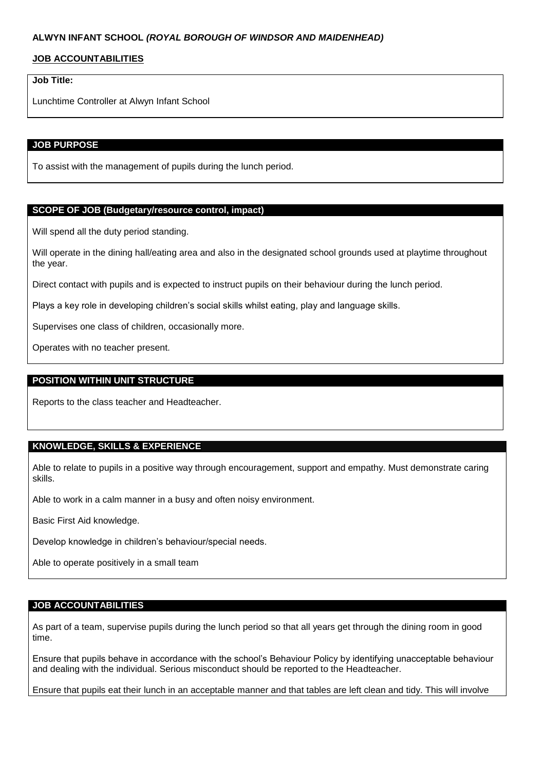**ALWYN INFANT SCHOOL *(ROYAL BOROUGH OF WINDSOR AND MAIDENHEAD)***

**JOB ACCOUNTABILITIES**

**Job Title:**

Lunchtime Controller at Alwyn Infant School

## JOB PURPOSE

To assist with the management of pupils during the lunch period.

## SCOPE OF JOB (Budgetary/resource control, impact)

Will spend all the duty period standing.

Will operate in the dining hall/eating area and also in the designated school grounds used at playtime throughout the year.

Direct contact with pupils and is expected to instruct pupils on their behaviour during the lunch period.

Plays a key role in developing children's social skills whilst eating, play and language skills.

Supervises one class of children, occasionally more.

Operates with no teacher present.

## POSITION WITHIN UNIT STRUCTURE

Reports to the class teacher and Headteacher.

## KNOWLEDGE, SKILLS & EXPERIENCE

Able to relate to pupils in a positive way through encouragement, support and empathy. Must demonstrate caring skills.

Able to work in a calm manner in a busy and often noisy environment.

Basic First Aid knowledge.

Develop knowledge in children's behaviour/special needs.

Able to operate positively in a small team

## JOB ACCOUNTABILITIES

As part of a team, supervise pupils during the lunch period so that all years get through the dining room in good time.

Ensure that pupils behave in accordance with the school's Behaviour Policy by identifying unacceptable behaviour and dealing with the individual. Serious misconduct should be reported to the Headteacher.

Ensure that pupils eat their lunch in an acceptable manner and that tables are left clean and tidy. This will involve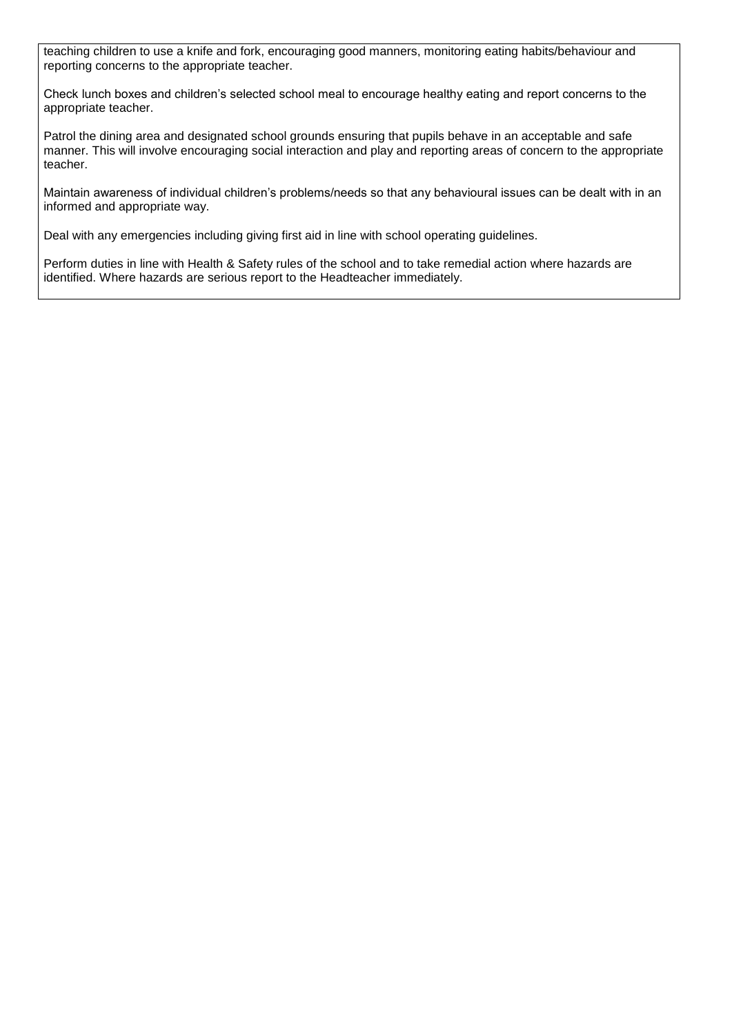teaching children to use a knife and fork, encouraging good manners, monitoring eating habits/behaviour and reporting concerns to the appropriate teacher.

Check lunch boxes and children's selected school meal to encourage healthy eating and report concerns to the appropriate teacher.

Patrol the dining area and designated school grounds ensuring that pupils behave in an acceptable and safe manner. This will involve encouraging social interaction and play and reporting areas of concern to the appropriate teacher.

Maintain awareness of individual children's problems/needs so that any behavioural issues can be dealt with in an informed and appropriate way.

Deal with any emergencies including giving first aid in line with school operating guidelines.

Perform duties in line with Health & Safety rules of the school and to take remedial action where hazards are identified. Where hazards are serious report to the Headteacher immediately.